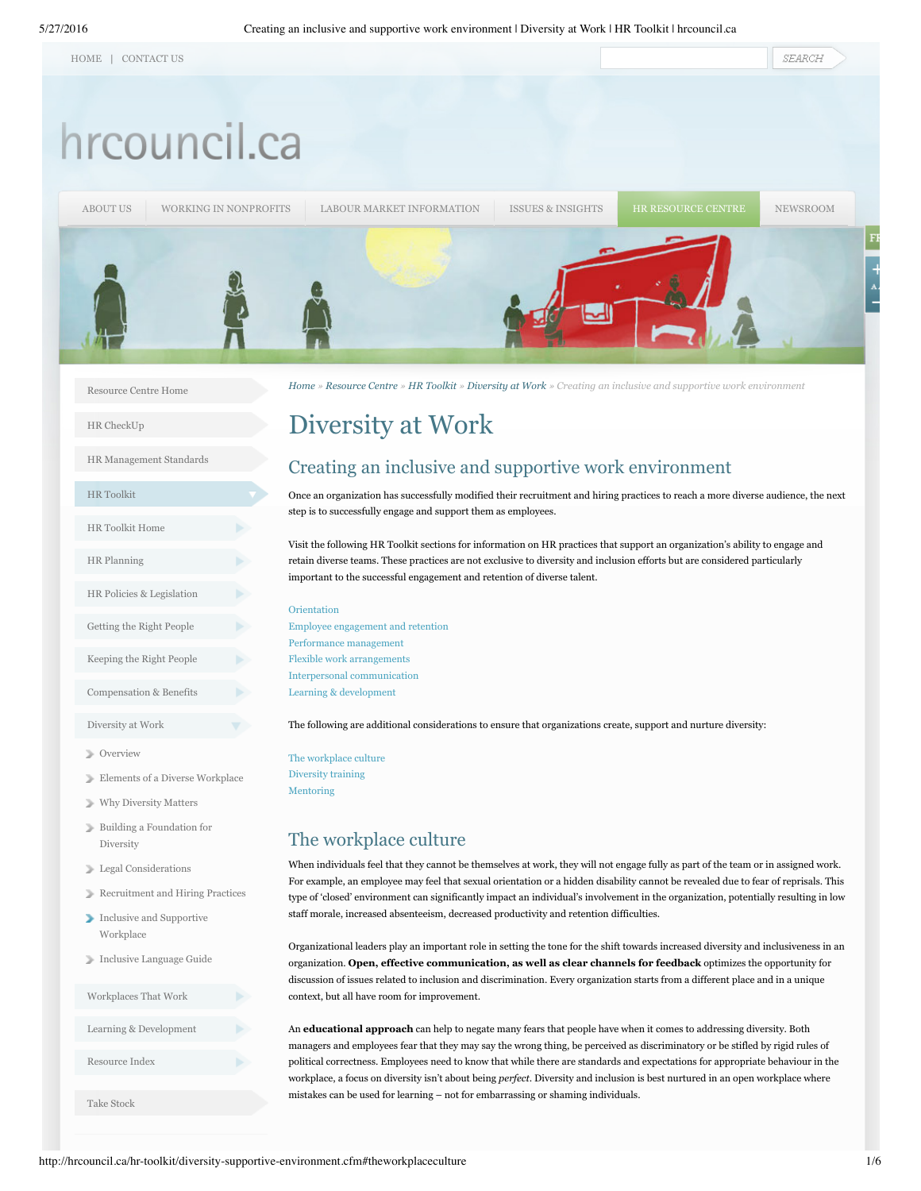Home » Resource Centre » HR Toolkit » Diversity at Work » Creating an inclusive and supportive work environment

# Diversity at Work

## Creating an inclusive and supportive work environment

Once an organization has successfully modified their recruitment and hiring practices to reach a more diverse audience, the next step is to successfully engage and support them as employees.

Visit the following HR Toolkit sections for information on HR practices that support an organization's ability to engage and retain diverse teams. These practices are not exclusive to diversity and inclusion efforts but are considered particularly important to the successful engagement and retention of diverse talent.

- Orientation
- Employee engagement and retention
- Performance management
- Flexible work arrangements
- Interpersonal communication
- Learning & development

The following are additional considerations to ensure that organizations create, support and nurture diversity:

- The workplace culture
- Diversity training
- Mentoring

## The workplace culture

When individuals feel that they cannot be themselves at work, they will not engage fully as part of the team or in assigned work. For example, an employee may feel that sexual orientation or a hidden disability cannot be revealed due to fear of reprisals. This type of 'closed' environment can significantly impact an individual's involvement in the organization, potentially resulting in low staff morale, increased absenteeism, decreased productivity and retention difficulties.

Organizational leaders play an important role in setting the tone for the shift towards increased diversity and inclusiveness in an organization. **Open, effective communication, as well as clear channels for feedback** optimizes the opportunity for discussion of issues related to inclusion and discrimination. Every organization starts from a different place and in a unique context, but all have room for improvement.

An **educational approach** can help to negate many fears that people have when it comes to addressing diversity. Both managers and employees fear that they may say the wrong thing, be perceived as discriminatory or be stifled by rigid rules of political correctness. Employees need to know that while there are standards and expectations for appropriate behaviour in the workplace, a focus on diversity isn't about being *perfect*. Diversity and inclusion is best nurtured in an open workplace where mistakes can be used for learning – not for embarrassing or shaming individuals.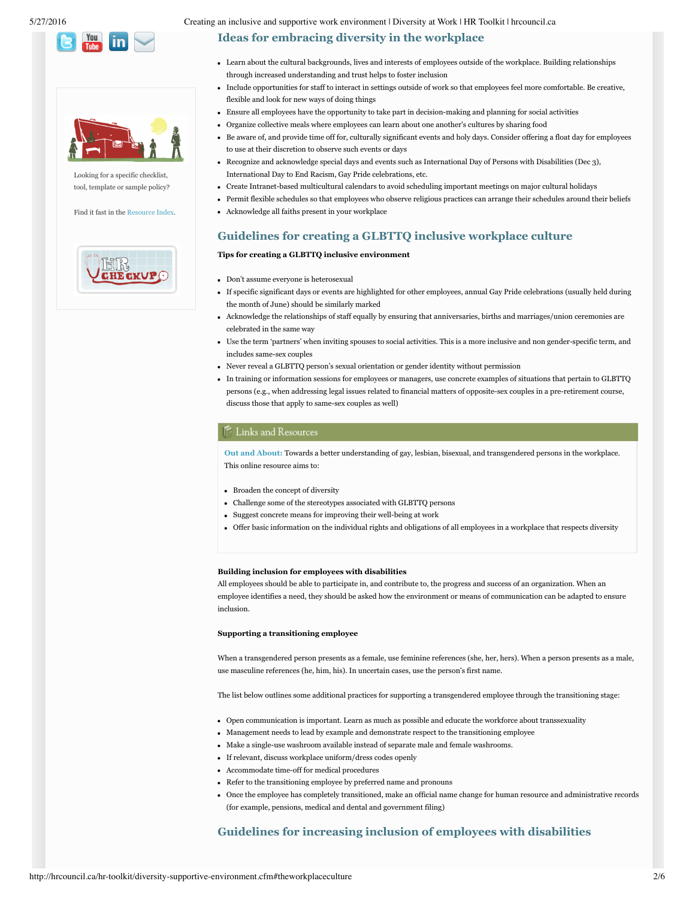Looking for a specific checklist, tool, template or sample policy?

Find it fast in the Resource Index.

## Ideas for embracing diversity in the workplace

- Learn about the cultural backgrounds, lives and interests of employees outside of the workplace. Building relationships through increased understanding and trust helps to foster inclusion
- Include opportunities for staff to interact in settings outside of work so that employees feel more comfortable. Be creative, flexible and look for new ways of doing things
- Ensure all employees have the opportunity to take part in decision-making and planning for social activities
- Organize collective meals where employees can learn about one another's cultures by sharing food
- Be aware of, and provide time off for, culturally significant events and holy days. Consider offering a float day for employees to use at their discretion to observe such events or days
- Recognize and acknowledge special days and events such as International Day of Persons with Disabilities (Dec 3), International Day to End Racism, Gay Pride celebrations, etc.
- Create Intranet-based multicultural calendars to avoid scheduling important meetings on major cultural holidays
- Permit flexible schedules so that employees who observe religious practices can arrange their schedules around their beliefs
- Acknowledge all faiths present in your workplace

## Guidelines for creating a GLBTTQ inclusive workplace culture

**Tips for creating a GLBTTQ inclusive environment**

- Don't assume everyone is heterosexual
- If specific significant days or events are highlighted for other employees, annual Gay Pride celebrations (usually held during the month of June) should be similarly marked
- Acknowledge the relationships of staff equally by ensuring that anniversaries, births and marriages/union ceremonies are celebrated in the same way
- Use the term 'partners' when inviting spouses to social activities. This is a more inclusive and non gender-specific term, and includes same-sex couples
- Never reveal a GLBTTQ person's sexual orientation or gender identity without permission
- In training or information sessions for employees or managers, use concrete examples of situations that pertain to GLBTTQ persons (e.g., when addressing legal issues related to financial matters of opposite-sex couples in a pre-retirement course, discuss those that apply to same-sex couples as well)

### Links and Resources

**Out and About:** Towards a better understanding of gay, lesbian, bisexual, and transgendered persons in the workplace. This online resource aims to:

- Broaden the concept of diversity
- Challenge some of the stereotypes associated with GLBTTQ persons
- Suggest concrete means for improving their well-being at work
- Offer basic information on the individual rights and obligations of all employees in a workplace that respects diversity

**Building inclusion for employees with disabilities**

All employees should be able to participate in, and contribute to, the progress and success of an organization. When an employee identifies a need, they should be asked how the environment or means of communication can be adapted to ensure inclusion.

**Supporting a transitioning employee**

When a transgendered person presents as a female, use feminine references (she, her, hers). When a person presents as a male, use masculine references (he, him, his). In uncertain cases, use the person's first name.

The list below outlines some additional practices for supporting a transgendered employee through the transitioning stage:

- Open communication is important. Learn as much as possible and educate the workforce about transsexuality
- Management needs to lead by example and demonstrate respect to the transitioning employee
- Make a single-use washroom available instead of separate male and female washrooms.
- If relevant, discuss workplace uniform/dress codes openly
- Accommodate time-off for medical procedures
- Refer to the transitioning employee by preferred name and pronouns
- Once the employee has completely transitioned, make an official name change for human resource and administrative records (for example, pensions, medical and dental and government filing)

## Guidelines for increasing inclusion of employees with disabilities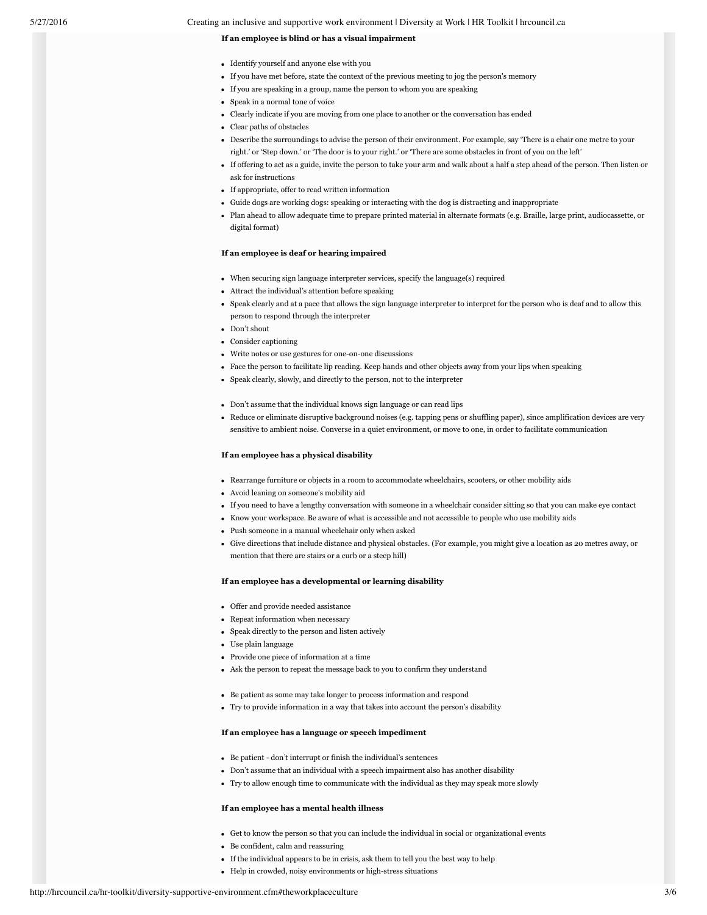**If an employee is blind or has a visual impairment**

- Identify yourself and anyone else with you
- If you have met before, state the context of the previous meeting to jog the person's memory
- If you are speaking in a group, name the person to whom you are speaking
- Speak in a normal tone of voice
- Clearly indicate if you are moving from one place to another or the conversation has ended
- Clear paths of obstacles
- Describe the surroundings to advise the person of their environment. For example, say 'There is a chair one metre to your right.' or 'Step down.' or 'The door is to your right.' or 'There are some obstacles in front of you on the left'
- If offering to act as a guide, invite the person to take your arm and walk about a half a step ahead of the person. Then listen or ask for instructions
- If appropriate, offer to read written information
- Guide dogs are working dogs: speaking or interacting with the dog is distracting and inappropriate
- Plan ahead to allow adequate time to prepare printed material in alternate formats (e.g. Braille, large print, audiocassette, or digital format)

**If an employee is deaf or hearing impaired**

- When securing sign language interpreter services, specify the language(s) required
- Attract the individual's attention before speaking
- Speak clearly and at a pace that allows the sign language interpreter to interpret for the person who is deaf and to allow this person to respond through the interpreter
- Don't shout
- Consider captioning
- Write notes or use gestures for one-on-one discussions
- Face the person to facilitate lip reading. Keep hands and other objects away from your lips when speaking
- Speak clearly, slowly, and directly to the person, not to the interpreter

- Don't assume that the individual knows sign language or can read lips
- Reduce or eliminate disruptive background noises (e.g. tapping pens or shuffling paper), since amplification devices are very sensitive to ambient noise. Converse in a quiet environment, or move to one, in order to facilitate communication

**If an employee has a physical disability**

- Rearrange furniture or objects in a room to accommodate wheelchairs, scooters, or other mobility aids
- Avoid leaning on someone's mobility aid
- If you need to have a lengthy conversation with someone in a wheelchair consider sitting so that you can make eye contact
- Know your workspace. Be aware of what is accessible and not accessible to people who use mobility aids
- Push someone in a manual wheelchair only when asked
- Give directions that include distance and physical obstacles. (For example, you might give a location as 20 metres away, or mention that there are stairs or a curb or a steep hill)

**If an employee has a developmental or learning disability**

- Offer and provide needed assistance
- Repeat information when necessary
- Speak directly to the person and listen actively
- Use plain language
- Provide one piece of information at a time
- Ask the person to repeat the message back to you to confirm they understand

- Be patient as some may take longer to process information and respond
- Try to provide information in a way that takes into account the person's disability

**If an employee has a language or speech impediment**

- Be patient - don't interrupt or finish the individual's sentences
- Don't assume that an individual with a speech impairment also has another disability
- Try to allow enough time to communicate with the individual as they may speak more slowly

**If an employee has a mental health illness**

- Get to know the person so that you can include the individual in social or organizational events
- Be confident, calm and reassuring
- If the individual appears to be in crisis, ask them to tell you the best way to help
- Help in crowded, noisy environments or high-stress situations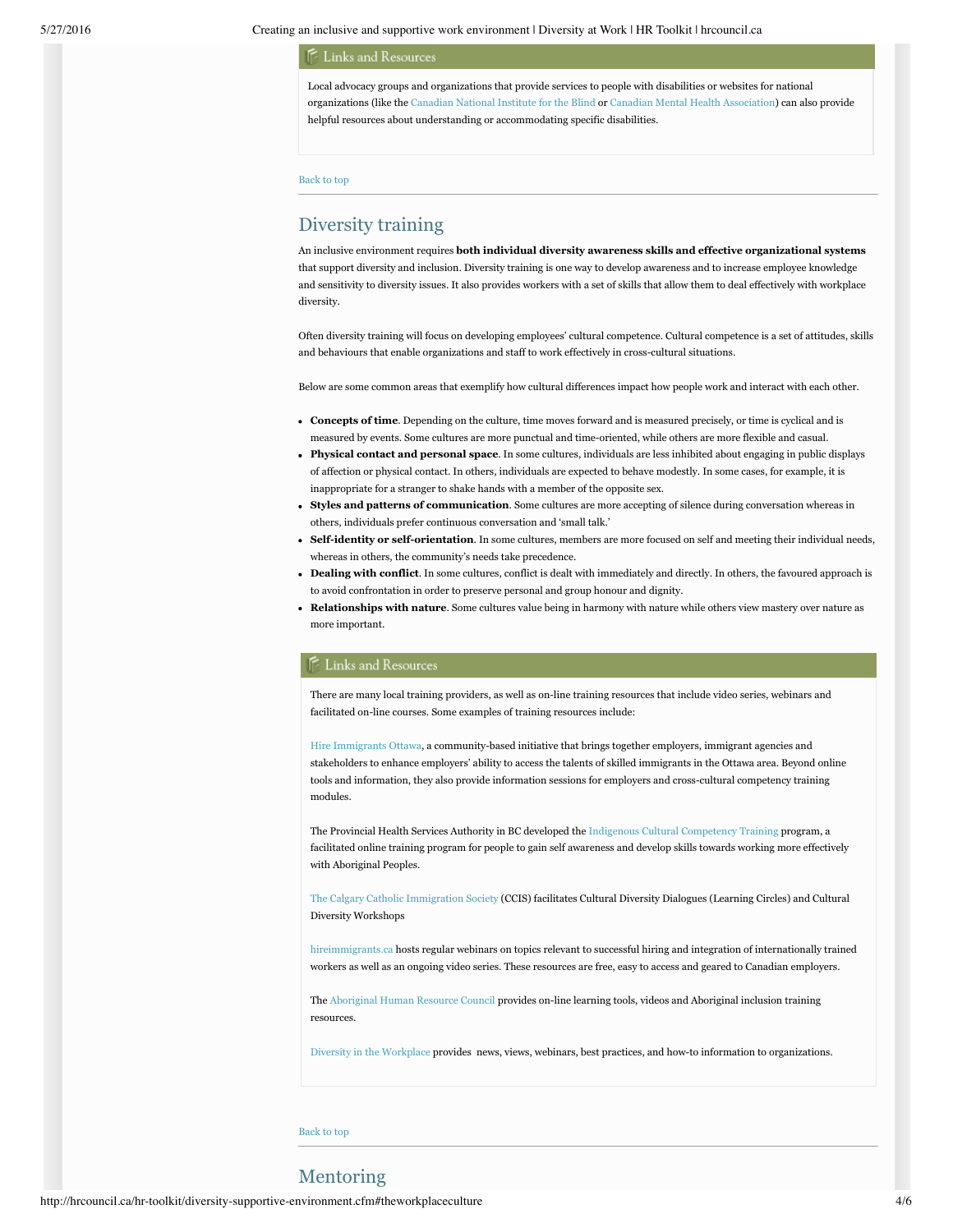### Links and Resources

Local advocacy groups and organizations that provide services to people with disabilities or websites for national organizations (like the Canadian National Institute for the Blind or Canadian Mental Health Association) can also provide helpful resources about understanding or accommodating specific disabilities.

Back to top

## Diversity training

An inclusive environment requires **both individual diversity awareness skills and effective organizational systems** that support diversity and inclusion. Diversity training is one way to develop awareness and to increase employee knowledge and sensitivity to diversity issues. It also provides workers with a set of skills that allow them to deal effectively with workplace diversity.

Often diversity training will focus on developing employees' cultural competence. Cultural competence is a set of attitudes, skills and behaviours that enable organizations and staff to work effectively in cross-cultural situations.

Below are some common areas that exemplify how cultural differences impact how people work and interact with each other.

- **Concepts of time**. Depending on the culture, time moves forward and is measured precisely, or time is cyclical and is measured by events. Some cultures are more punctual and time-oriented, while others are more flexible and casual.
- **Physical contact and personal space**. In some cultures, individuals are less inhibited about engaging in public displays of affection or physical contact. In others, individuals are expected to behave modestly. In some cases, for example, it is inappropriate for a stranger to shake hands with a member of the opposite sex.
- **Styles and patterns of communication**. Some cultures are more accepting of silence during conversation whereas in others, individuals prefer continuous conversation and 'small talk.'
- **Self-identity or self-orientation**. In some cultures, members are more focused on self and meeting their individual needs, whereas in others, the community's needs take precedence.
- **Dealing with conflict**. In some cultures, conflict is dealt with immediately and directly. In others, the favoured approach is to avoid confrontation in order to preserve personal and group honour and dignity.
- **Relationships with nature**. Some cultures value being in harmony with nature while others view mastery over nature as more important.

### Links and Resources

There are many local training providers, as well as on-line training resources that include video series, webinars and facilitated on-line courses. Some examples of training resources include:

Hire Immigrants Ottawa, a community-based initiative that brings together employers, immigrant agencies and stakeholders to enhance employers' ability to access the talents of skilled immigrants in the Ottawa area. Beyond online tools and information, they also provide information sessions for employers and cross-cultural competency training modules.

The Provincial Health Services Authority in BC developed the Indigenous Cultural Competency Training program, a facilitated online training program for people to gain self awareness and develop skills towards working more effectively with Aboriginal Peoples.

The Calgary Catholic Immigration Society (CCIS) facilitates Cultural Diversity Dialogues (Learning Circles) and Cultural Diversity Workshops

hireimmigrants.ca hosts regular webinars on topics relevant to successful hiring and integration of internationally trained workers as well as an ongoing video series. These resources are free, easy to access and geared to Canadian employers.

The Aboriginal Human Resource Council provides on-line learning tools, videos and Aboriginal inclusion training resources.

Diversity in the Workplace provides news, views, webinars, best practices, and how-to information to organizations.

Back to top

## Mentoring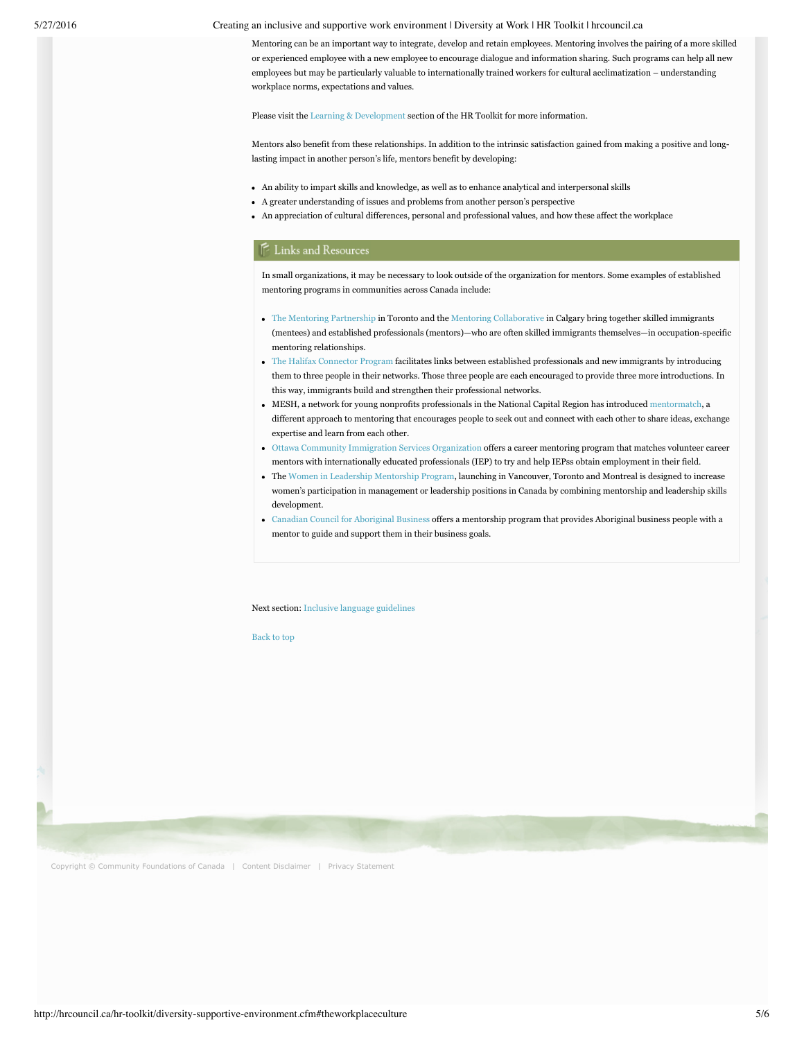Mentoring can be an important way to integrate, develop and retain employees. Mentoring involves the pairing of a more skilled or experienced employee with a new employee to encourage dialogue and information sharing. Such programs can help all new employees but may be particularly valuable to internationally trained workers for cultural acclimatization – understanding workplace norms, expectations and values.

Please visit the Learning & Development section of the HR Toolkit for more information.

Mentors also benefit from these relationships. In addition to the intrinsic satisfaction gained from making a positive and long-lasting impact in another person's life, mentors benefit by developing:

- An ability to impart skills and knowledge, as well as to enhance analytical and interpersonal skills
- A greater understanding of issues and problems from another person's perspective
- An appreciation of cultural differences, personal and professional values, and how these affect the workplace

## Links and Resources

In small organizations, it may be necessary to look outside of the organization for mentors. Some examples of established mentoring programs in communities across Canada include:

- The Mentoring Partnership in Toronto and the Mentoring Collaborative in Calgary bring together skilled immigrants (mentees) and established professionals (mentors)—who are often skilled immigrants themselves—in occupation-specific mentoring relationships.
- The Halifax Connector Program facilitates links between established professionals and new immigrants by introducing them to three people in their networks. Those three people are each encouraged to provide three more introductions. In this way, immigrants build and strengthen their professional networks.
- MESH, a network for young nonprofits professionals in the National Capital Region has introduced mentormatch, a different approach to mentoring that encourages people to seek out and connect with each other to share ideas, exchange expertise and learn from each other.
- Ottawa Community Immigration Services Organization offers a career mentoring program that matches volunteer career mentors with internationally educated professionals (IEP) to try and help IEPss obtain employment in their field.
- The Women in Leadership Mentorship Program, launching in Vancouver, Toronto and Montreal is designed to increase women's participation in management or leadership positions in Canada by combining mentorship and leadership skills development.
- Canadian Council for Aboriginal Business offers a mentorship program that provides Aboriginal business people with a mentor to guide and support them in their business goals.

Next section: Inclusive language guidelines

Back to top

Copyright © Community Foundations of Canada | Content Disclaimer | Privacy Statement